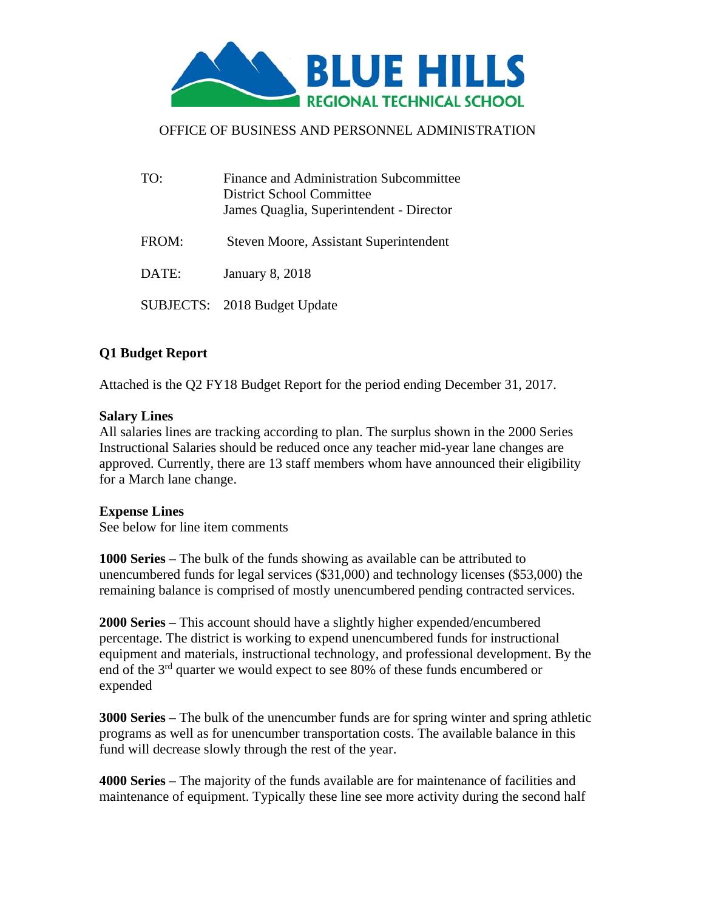# BLUE HILLS REGIONAL TECHNICAL SCHOOL

OFFICE OF BUSINESS AND PERSONNEL ADMINISTRATION

| | |
|---|---|
| TO: | Finance and Administration Subcommittee<br>District School Committee<br>James Quaglia, Superintendent - Director |
| FROM: | Steven Moore, Assistant Superintendent |
| DATE: | January 8, 2018 |
| SUBJECTS: | 2018 Budget Update |

**Q1 Budget Report**

Attached is the Q2 FY18 Budget Report for the period ending December 31, 2017.

**Salary Lines**
All salaries lines are tracking according to plan. The surplus shown in the 2000 Series Instructional Salaries should be reduced once any teacher mid-year lane changes are approved. Currently, there are 13 staff members whom have announced their eligibility for a March lane change.

**Expense Lines**
See below for line item comments

**1000 Series** – The bulk of the funds showing as available can be attributed to unencumbered funds for legal services ($31,000) and technology licenses ($53,000) the remaining balance is comprised of mostly unencumbered pending contracted services.

**2000 Series** – This account should have a slightly higher expended/encumbered percentage. The district is working to expend unencumbered funds for instructional equipment and materials, instructional technology, and professional development. By the end of the 3rd quarter we would expect to see 80% of these funds encumbered or expended

**3000 Series** – The bulk of the unencumber funds are for spring winter and spring athletic programs as well as for unencumber transportation costs. The available balance in this fund will decrease slowly through the rest of the year.

**4000 Series** – The majority of the funds available are for maintenance of facilities and maintenance of equipment. Typically these line see more activity during the second half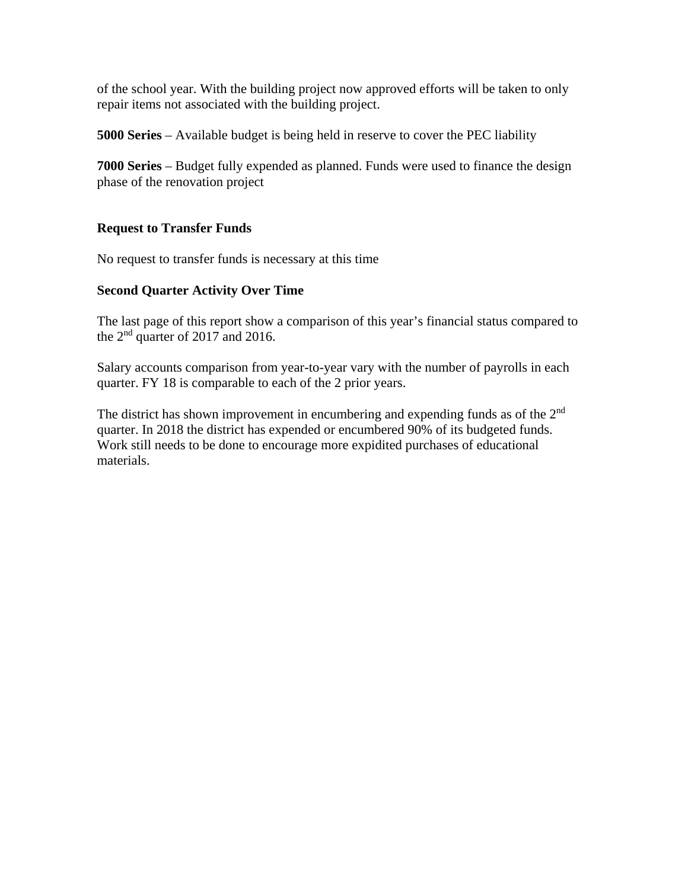of the school year. With the building project now approved efforts will be taken to only repair items not associated with the building project.

**5000 Series** – Available budget is being held in reserve to cover the PEC liability

**7000 Series** – Budget fully expended as planned. Funds were used to finance the design phase of the renovation project

**Request to Transfer Funds**

No request to transfer funds is necessary at this time

**Second Quarter Activity Over Time**

The last page of this report show a comparison of this year's financial status compared to the 2nd quarter of 2017 and 2016.

Salary accounts comparison from year-to-year vary with the number of payrolls in each quarter. FY 18 is comparable to each of the 2 prior years.

The district has shown improvement in encumbering and expending funds as of the 2nd quarter. In 2018 the district has expended or encumbered 90% of its budgeted funds. Work still needs to be done to encourage more expidited purchases of educational materials.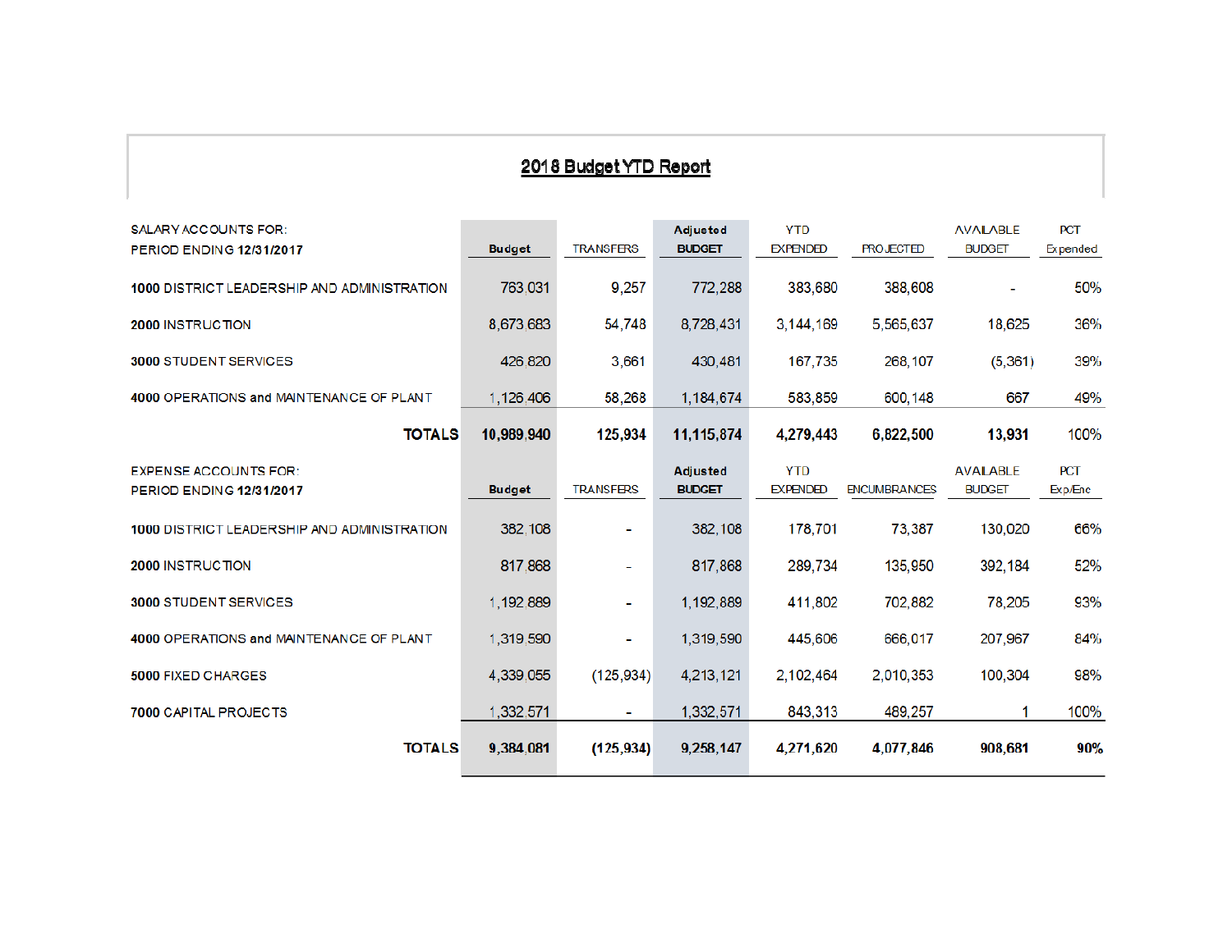## 2018 Budget YTD Report

| SALARY ACCOUNTS FOR: PERIOD ENDING 12/31/2017 | Budget | TRANSFERS | Adjusted BUDGET | YTD EXPENDED | PROJECTED | AVAILABLE BUDGET | PCT Expended |
|---|---|---|---|---|---|---|---|
| 1000 DISTRICT LEADERSHIP AND ADMINISTRATION | 763,031 | 9,257 | 772,288 | 383,680 | 388,608 | - | 50% |
| 2000 INSTRUCTION | 8,673,683 | 54,748 | 8,728,431 | 3,144,169 | 5,565,637 | 18,625 | 36% |
| 3000 STUDENT SERVICES | 426,820 | 3,661 | 430,481 | 167,735 | 268,107 | (5,361) | 39% |
| 4000 OPERATIONS and MAINTENANCE OF PLANT | 1,126,406 | 58,268 | 1,184,674 | 583,859 | 600,148 | 667 | 49% |
| **TOTALS** | **10,989,940** | **125,934** | **11,115,874** | **4,279,443** | **6,822,500** | **13,931** | 100% |

| EXPENSE ACCOUNTS FOR: PERIOD ENDING 12/31/2017 | Budget | TRANSFERS | Adjusted BUDGET | YTD EXPENDED | ENCUMBRANCES | AVAILABLE BUDGET | PCT Exp/Enc |
|---|---|---|---|---|---|---|---|
| 1000 DISTRICT LEADERSHIP AND ADMINISTRATION | 382,108 | - | 382,108 | 178,701 | 73,387 | 130,020 | 66% |
| 2000 INSTRUCTION | 817,868 | - | 817,868 | 289,734 | 135,950 | 392,184 | 52% |
| 3000 STUDENT SERVICES | 1,192,889 | - | 1,192,889 | 411,802 | 702,882 | 78,205 | 93% |
| 4000 OPERATIONS and MAINTENANCE OF PLANT | 1,319,590 | - | 1,319,590 | 445,606 | 666,017 | 207,967 | 84% |
| 5000 FIXED CHARGES | 4,339,055 | (125,934) | 4,213,121 | 2,102,464 | 2,010,353 | 100,304 | 98% |
| 7000 CAPITAL PROJECTS | 1,332,571 | - | 1,332,571 | 843,313 | 489,257 | 1 | 100% |
| TOTALS | **9,384,081** | **(125,934)** | **9,258,147** | **4,271,620** | **4,077,846** | **908,681** | **90%** |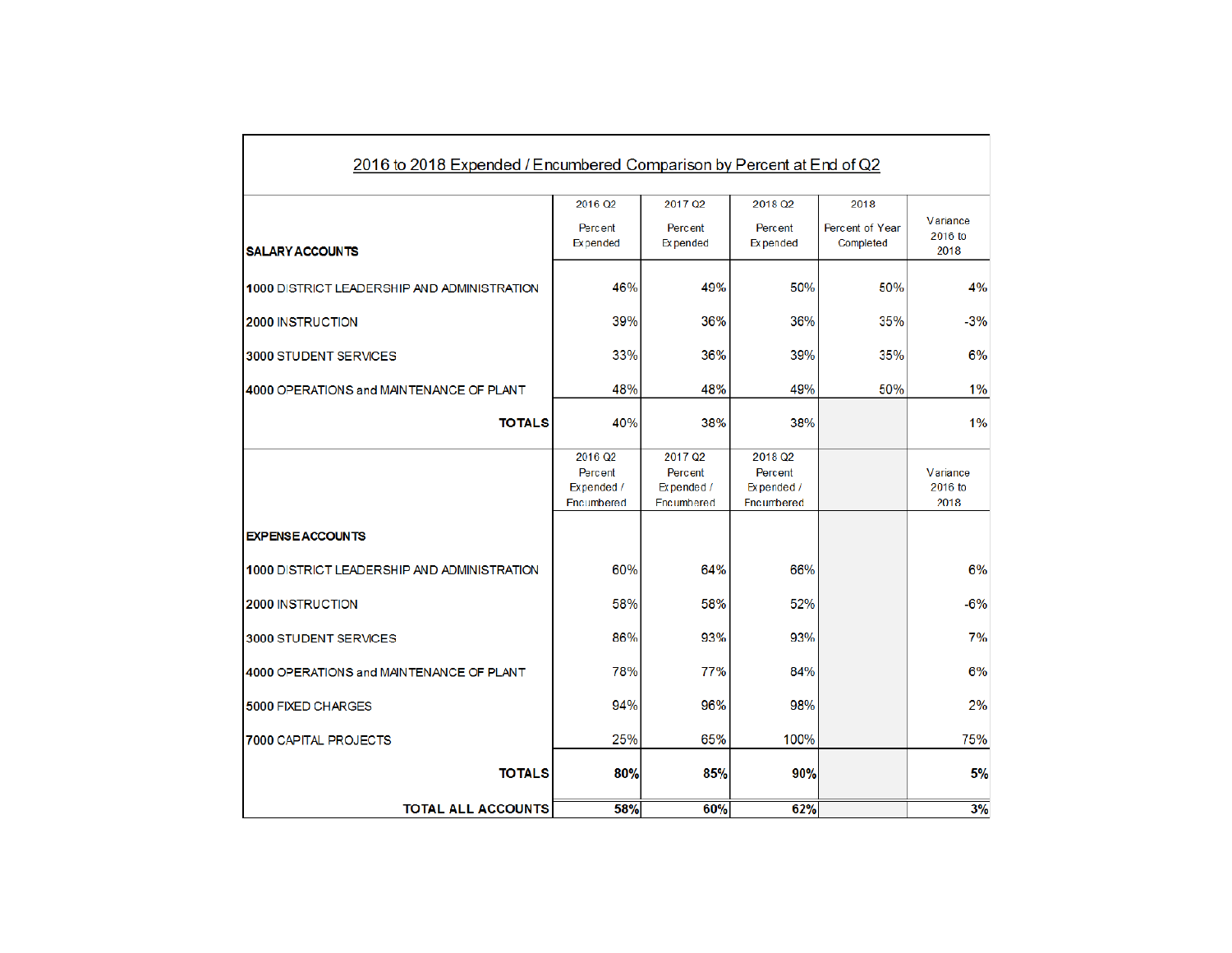## 2016 to 2018 Expended / Encumbered Comparison by Percent at End of Q2

| SALARY ACCOUNTS | 2016 Q2 Percent Expended | 2017 Q2 Percent Expended | 2018 Q2 Percent Expended | 2018 Percent of Year Completed | Variance 2016 to 2018 |
|---|---|---|---|---|---|
| 1000 DISTRICT LEADERSHIP AND ADMINISTRATION | 46% | 49% | 50% | 50% | 4% |
| 2000 INSTRUCTION | 39% | 36% | 36% | 35% | -3% |
| 3000 STUDENT SERVICES | 33% | 36% | 39% | 35% | 6% |
| 4000 OPERATIONS and MAINTENANCE OF PLANT | 48% | 48% | 49% | 50% | 1% |
| **TOTALS** | 40% | 38% | 38% | | 1% |
| | 2016 Q2 Percent Expended / Encumbered | 2017 Q2 Percent Expended / Encumbered | 2018 Q2 Percent Expended / Encumbered | | Variance 2016 to 2018 |
| **EXPENSE ACCOUNTS** | | | | | |
| 1000 DISTRICT LEADERSHIP AND ADMINISTRATION | 60% | 64% | 66% | | 6% |
| 2000 INSTRUCTION | 58% | 58% | 52% | | -6% |
| 3000 STUDENT SERVICES | 86% | 93% | 93% | | 7% |
| 4000 OPERATIONS and MAINTENANCE OF PLANT | 78% | 77% | 84% | | 6% |
| 5000 FIXED CHARGES | 94% | 96% | 98% | | 2% |
| 7000 CAPITAL PROJECTS | 25% | 65% | 100% | | 75% |
| **TOTALS** | **80%** | **85%** | **90%** | | **5%** |
| **TOTAL ALL ACCOUNTS** | **58%** | **60%** | **62%** | | **3%** |